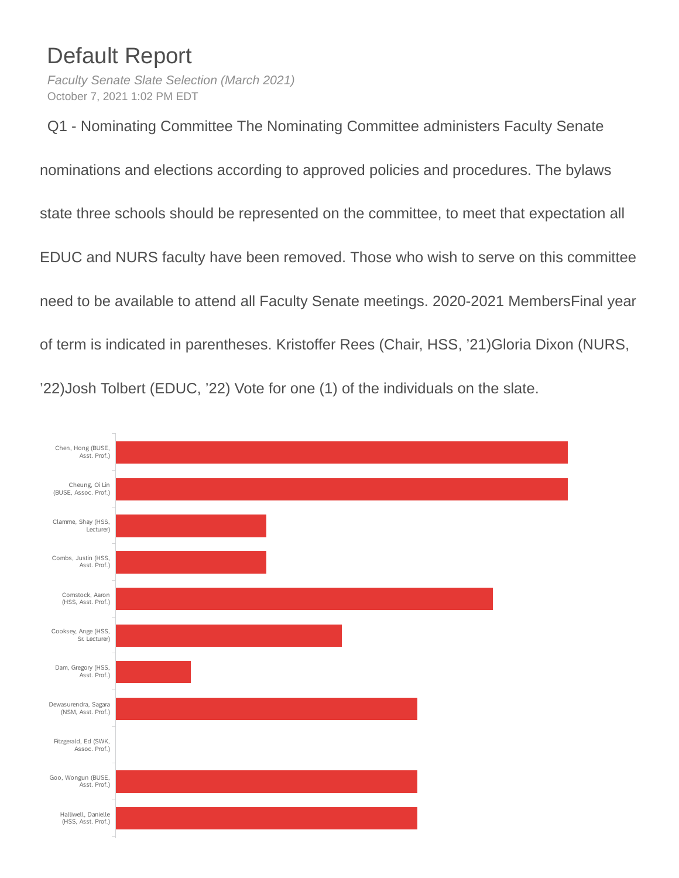# Default Report

*Faculty Senate Slate Selection (March 2021)*

October 7, 2021 1:02 PM EDT

Q1 - Nominating Committee The Nominating Committee administers Faculty Senate nominations and elections according to approved policies and procedures. The bylaws state three schools should be represented on the committee, to meet that expectation all EDUC and NURS faculty have been removed. Those who wish to serve on this committee need to be available to attend all Faculty Senate meetings. 2020-2021 MembersFinal year of term is indicated in parentheses. Kristoffer Rees (Chair, HSS, ’21)Gloria Dixon (NURS, ’22)Josh Tolbert (EDUC, ’22) Vote for one (1) of the individuals on the slate.

Chen, Hong (BUSE, Asst. Prof.)
Cheung, Oi Lin (BUSE, Assoc. Prof.)
Clamme, Shay (HSS, Lecturer)
Combs, Justin (HSS, Asst. Prof.)
Comstock, Aaron (HSS, Asst. Prof.)
Cooksey, Ange (HSS, Sr. Lecturer)
Dam, Gregory (HSS, Asst. Prof.)
Dewasurendra, Sagara (NSM, Asst. Prof.)
Fitzgerald, Ed (SWK, Assoc. Prof.)
Goo, Wongun (BUSE, Asst. Prof.)
Halliwell, Danielle (HSS, Asst. Prof.)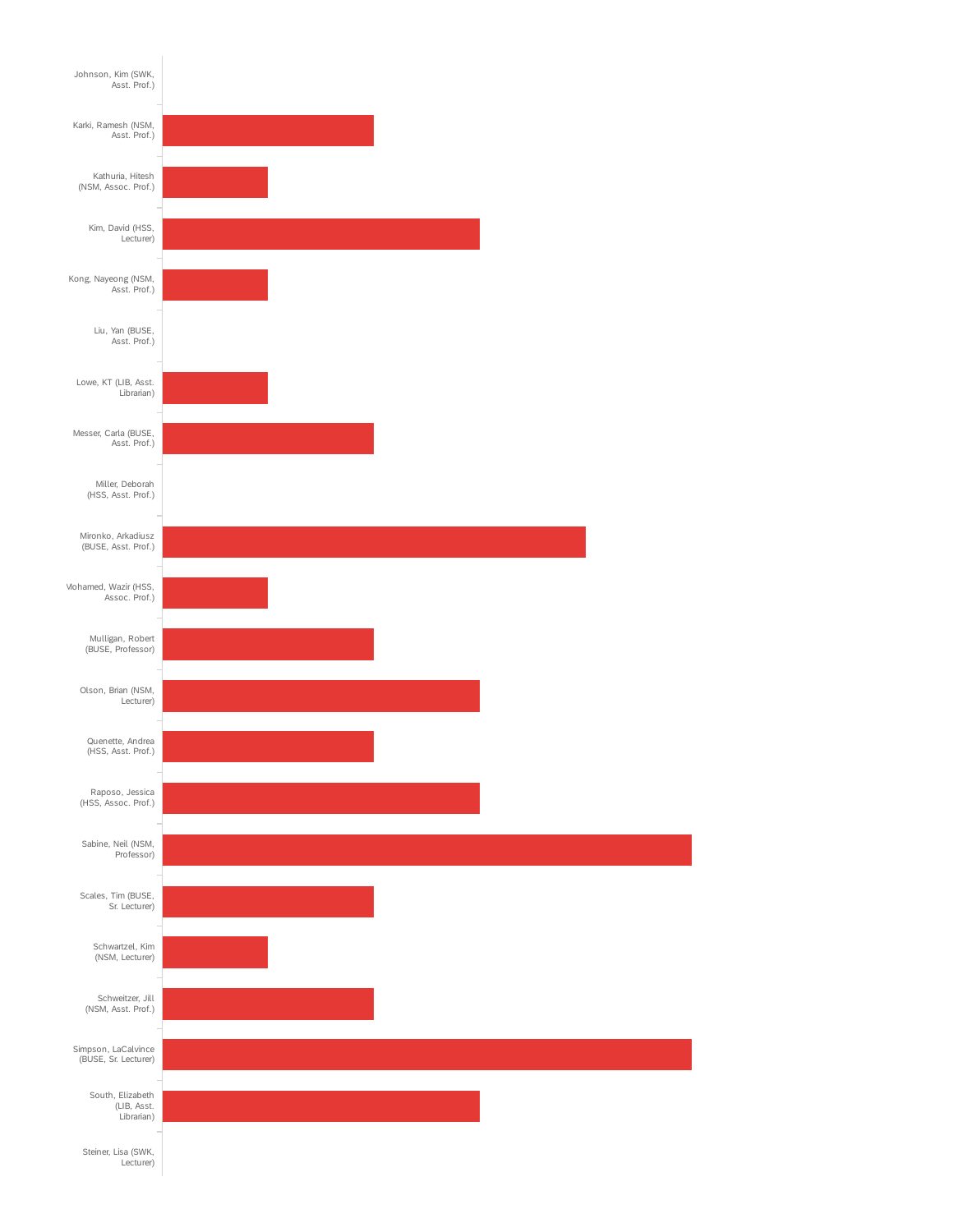Johnson, Kim (SWK, Asst. Prof.)

Karki, Ramesh (NSM, Asst. Prof.)

Kathuria, Hitesh (NSM, Assoc. Prof.)

Kim, David (HSS, Lecturer)

Kong, Nayeong (NSM, Asst. Prof.)

Liu, Yan (BUSE, Asst. Prof.)

Lowe, KT (LIB, Asst. Librarian)

Messer, Carla (BUSE, Asst. Prof.)

Miller, Deborah (HSS, Asst. Prof.)

Mironko, Arkadiusz (BUSE, Asst. Prof.)

Mohamed, Wazir (HSS, Assoc. Prof.)

Mulligan, Robert (BUSE, Professor)

Olson, Brian (NSM, Lecturer)

Quenette, Andrea (HSS, Asst. Prof.)

Raposo, Jessica (HSS, Assoc. Prof.)

Sabine, Neil (NSM, Professor)

Scales, Tim (BUSE, Sr. Lecturer)

Schwartzel, Kim (NSM, Lecturer)

Schweitzer, Jill (NSM, Asst. Prof.)

Simpson, LaCalvince (BUSE, Sr. Lecturer)

South, Elizabeth (LIB, Asst. Librarian)

Steiner, Lisa (SWK, Lecturer)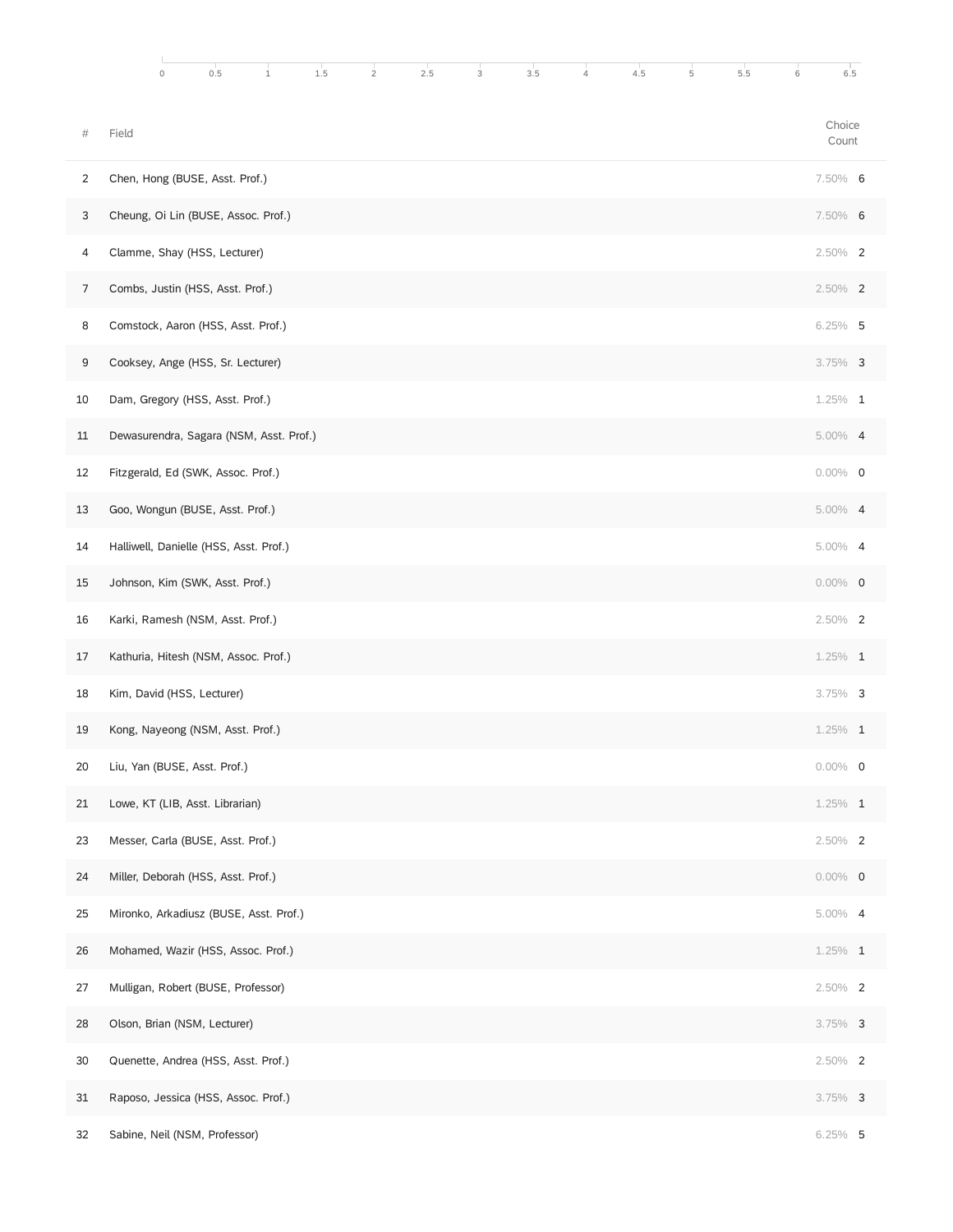0 0.5 1 1.5 2 2.5 3 3.5 4 4.5 5 5.5 6 6.5

| # | Field | Choice Count | |
|---|---|---|---|
| 2 | Chen, Hong (BUSE, Asst. Prof.) | 7.50% | 6 |
| 3 | Cheung, Oi Lin (BUSE, Assoc. Prof.) | 7.50% | 6 |
| 4 | Clamme, Shay (HSS, Lecturer) | 2.50% | 2 |
| 7 | Combs, Justin (HSS, Asst. Prof.) | 2.50% | 2 |
| 8 | Comstock, Aaron (HSS, Asst. Prof.) | 6.25% | 5 |
| 9 | Cooksey, Ange (HSS, Sr. Lecturer) | 3.75% | 3 |
| 10 | Dam, Gregory (HSS, Asst. Prof.) | 1.25% | 1 |
| 11 | Dewasurendra, Sagara (NSM, Asst. Prof.) | 5.00% | 4 |
| 12 | Fitzgerald, Ed (SWK, Assoc. Prof.) | 0.00% | 0 |
| 13 | Goo, Wongun (BUSE, Asst. Prof.) | 5.00% | 4 |
| 14 | Halliwell, Danielle (HSS, Asst. Prof.) | 5.00% | 4 |
| 15 | Johnson, Kim (SWK, Asst. Prof.) | 0.00% | 0 |
| 16 | Karki, Ramesh (NSM, Asst. Prof.) | 2.50% | 2 |
| 17 | Kathuria, Hitesh (NSM, Assoc. Prof.) | 1.25% | 1 |
| 18 | Kim, David (HSS, Lecturer) | 3.75% | 3 |
| 19 | Kong, Nayeong (NSM, Asst. Prof.) | 1.25% | 1 |
| 20 | Liu, Yan (BUSE, Asst. Prof.) | 0.00% | 0 |
| 21 | Lowe, KT (LIB, Asst. Librarian) | 1.25% | 1 |
| 23 | Messer, Carla (BUSE, Asst. Prof.) | 2.50% | 2 |
| 24 | Miller, Deborah (HSS, Asst. Prof.) | 0.00% | 0 |
| 25 | Mironko, Arkadiusz (BUSE, Asst. Prof.) | 5.00% | 4 |
| 26 | Mohamed, Wazir (HSS, Assoc. Prof.) | 1.25% | 1 |
| 27 | Mulligan, Robert (BUSE, Professor) | 2.50% | 2 |
| 28 | Olson, Brian (NSM, Lecturer) | 3.75% | 3 |
| 30 | Quenette, Andrea (HSS, Asst. Prof.) | 2.50% | 2 |
| 31 | Raposo, Jessica (HSS, Assoc. Prof.) | 3.75% | 3 |
| 32 | Sabine, Neil (NSM, Professor) | 6.25% | 5 |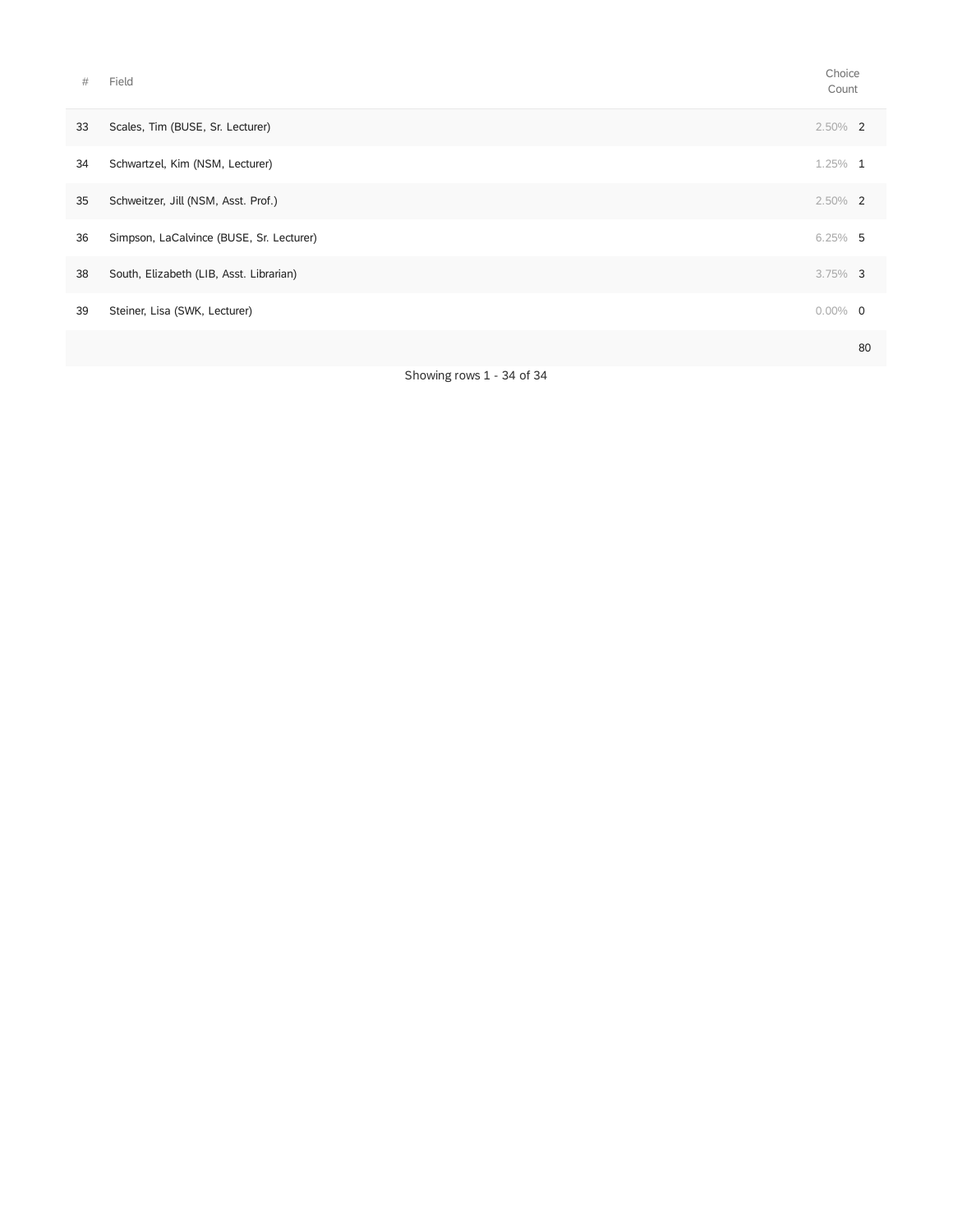| # | Field | Choice Count | |
|---|---|---|---|
| 33 | Scales, Tim (BUSE, Sr. Lecturer) | 2.50% | 2 |
| 34 | Schwartzel, Kim (NSM, Lecturer) | 1.25% | 1 |
| 35 | Schweitzer, Jill (NSM, Asst. Prof.) | 2.50% | 2 |
| 36 | Simpson, LaCalvince (BUSE, Sr. Lecturer) | 6.25% | 5 |
| 38 | South, Elizabeth (LIB, Asst. Librarian) | 3.75% | 3 |
| 39 | Steiner, Lisa (SWK, Lecturer) | 0.00% | 0 |
| | | | 80 |

Showing rows 1 - 34 of 34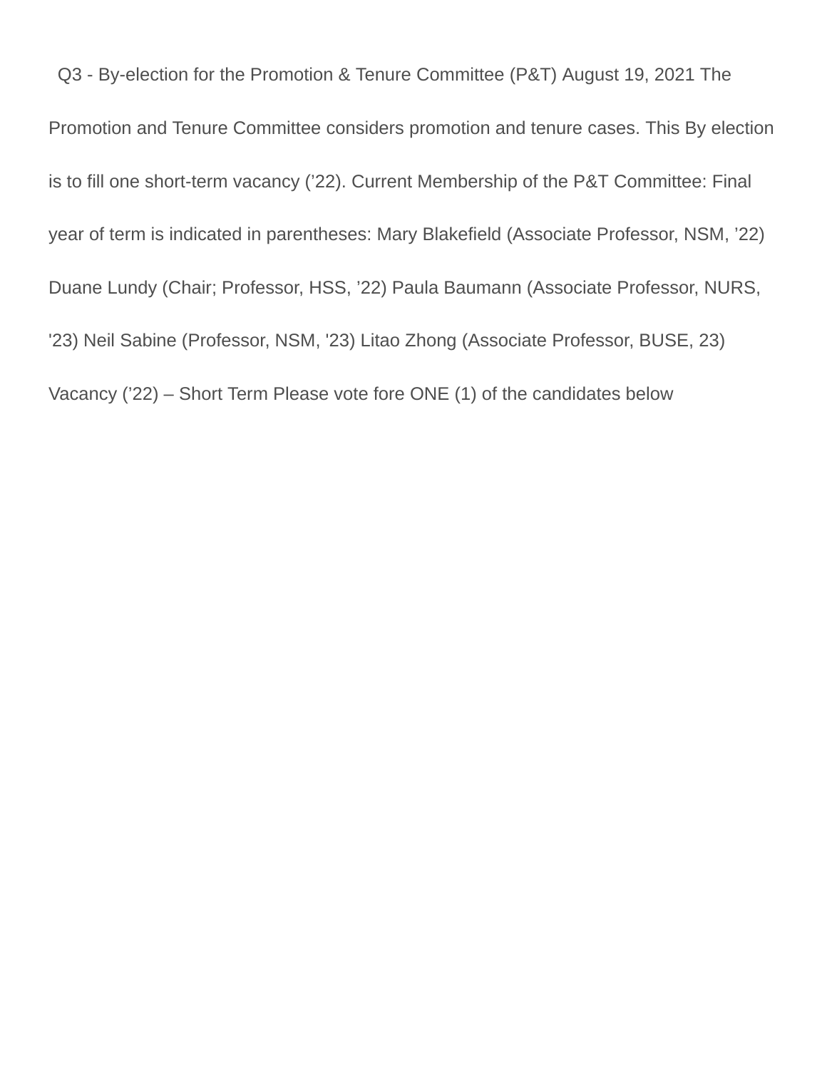Q3 - By-election for the Promotion & Tenure Committee (P&T) August 19, 2021 The Promotion and Tenure Committee considers promotion and tenure cases. This By election is to fill one short-term vacancy (’22). Current Membership of the P&T Committee: Final year of term is indicated in parentheses: Mary Blakefield (Associate Professor, NSM, ’22) Duane Lundy (Chair; Professor, HSS, ’22) Paula Baumann (Associate Professor, NURS, '23) Neil Sabine (Professor, NSM, '23) Litao Zhong (Associate Professor, BUSE, 23) Vacancy (’22) – Short Term Please vote fore ONE (1) of the candidates below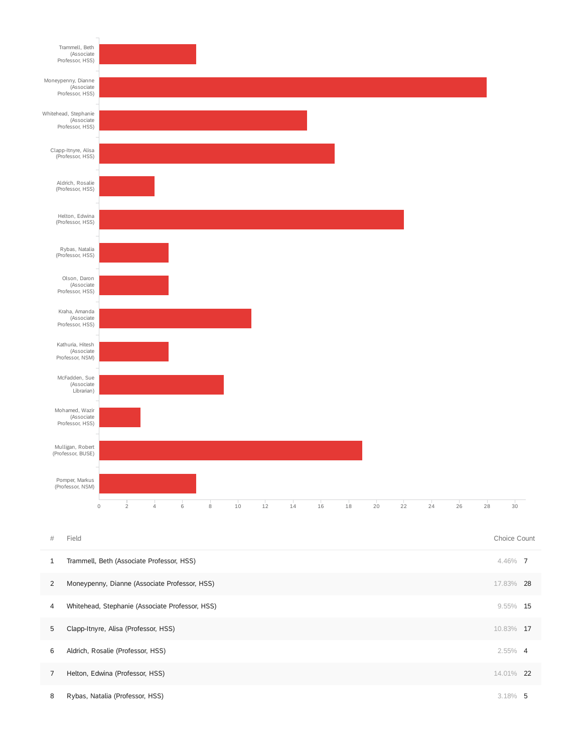Trammell, Beth (Associate Professor, HSS)

Moneypenny, Dianne (Associate Professor, HSS)

Whitehead, Stephanie (Associate Professor, HSS)

Clapp-Itnyre, Alisa (Professor, HSS)

Aldrich, Rosalie (Professor, HSS)

Helton, Edwina (Professor, HSS)

Rybas, Natalia (Professor, HSS)

Olson, Daron (Associate Professor, HSS)

Kraha, Amanda (Associate Professor, HSS)

Kathuria, Hitesh (Associate Professor, NSM)

McFadden, Sue (Associate Librarian)

Mohamed, Wazir (Associate Professor, HSS)

Mulligan, Robert (Professor, BUSE)

Pomper, Markus (Professor, NSM)

0 2 4 6 8 10 12 14 16 18 20 22 24 26 28 30

| # | Field | | Choice Count |
|---|---|---|---|
| 1 | Trammell, Beth (Associate Professor, HSS) | 4.46% | 7 |
| 2 | Moneypenny, Dianne (Associate Professor, HSS) | 17.83% | 28 |
| 4 | Whitehead, Stephanie (Associate Professor, HSS) | 9.55% | 15 |
| 5 | Clapp-Itnyre, Alisa (Professor, HSS) | 10.83% | 17 |
| 6 | Aldrich, Rosalie (Professor, HSS) | 2.55% | 4 |
| 7 | Helton, Edwina (Professor, HSS) | 14.01% | 22 |
| 8 | Rybas, Natalia (Professor, HSS) | 3.18% | 5 |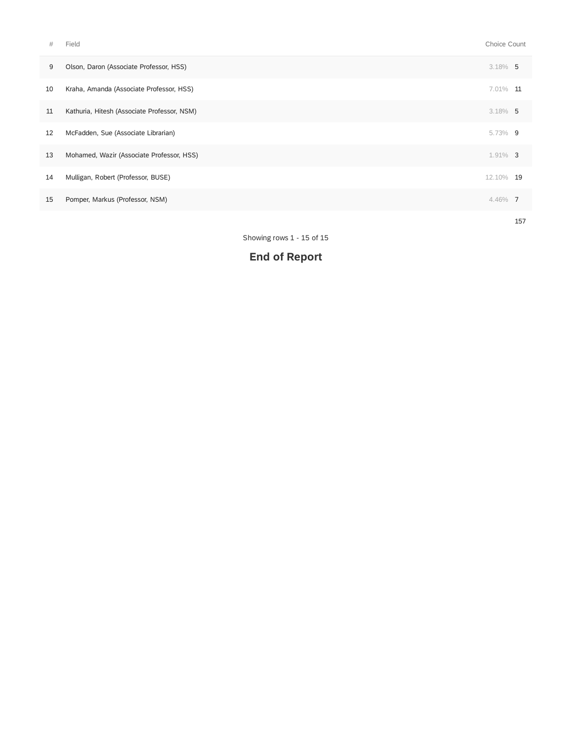| # | Field | Choice Count | |
|---|---|---|---|
| 9 | Olson, Daron (Associate Professor, HSS) | 3.18% | 5 |
| 10 | Kraha, Amanda (Associate Professor, HSS) | 7.01% | 11 |
| 11 | Kathuria, Hitesh (Associate Professor, NSM) | 3.18% | 5 |
| 12 | McFadden, Sue (Associate Librarian) | 5.73% | 9 |
| 13 | Mohamed, Wazir (Associate Professor, HSS) | 1.91% | 3 |
| 14 | Mulligan, Robert (Professor, BUSE) | 12.10% | 19 |
| 15 | Pomper, Markus (Professor, NSM) | 4.46% | 7 |
| | | | 157 |

Showing rows 1 - 15 of 15

## End of Report